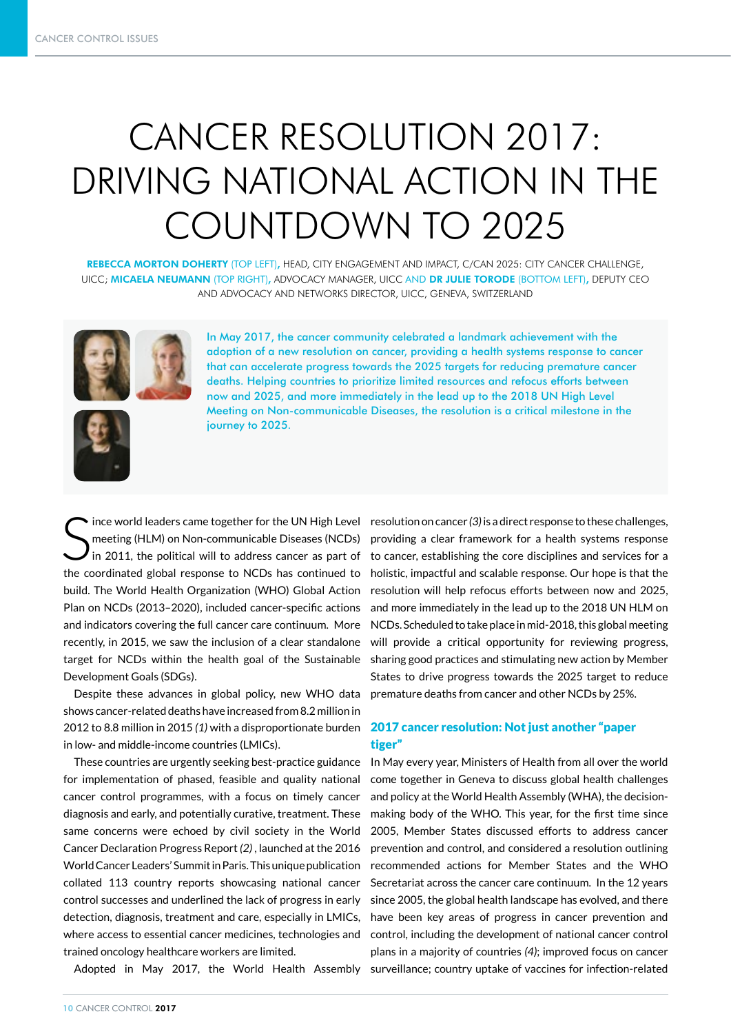# CANCER RESOLUTION 2017: DRIVING NATIONAL ACTION IN THE COUNTDOWN TO 2025

**REBECCA MORTON DOHERTY** (TOP LEFT), HEAD, CITY ENGAGEMENT AND IMPACT, C/CAN 2025: CITY CANCER CHALLENGE, UICC; **MICAELA NEUMANN** (TOP RIGHT), ADVOCACY MANAGER, UICC AND **DR JULIE TORODE** (BOTTOM LEFT), DEPUTY CEO AND ADVOCACY AND NETWORKS DIRECTOR, UICC, GENEVA, SWITZERLAND

In May 2017, the cancer community celebrated a landmark achievement with the adoption of a new resolution on cancer, providing a health systems response to cancer that can accelerate progress towards the 2025 targets for reducing premature cancer deaths. Helping countries to prioritize limited resources and refocus efforts between now and 2025, and more immediately in the lead up to the 2018 UN High Level Meeting on Non-communicable Diseases, the resolution is a critical milestone in the journey to 2025.

Since world leaders came together for the UN High Level meeting (HLM) on Non-communicable Diseases (NCDs) in 2011, the political will to address cancer as part of the coordinated global response to NCDs has continued to build. The World Health Organization (WHO) Global Action Plan on NCDs (2013–2020), included cancer-specific actions and indicators covering the full cancer care continuum. More recently, in 2015, we saw the inclusion of a clear standalone target for NCDs within the health goal of the Sustainable Development Goals (SDGs).

Despite these advances in global policy, new WHO data shows cancer-related deaths have increased from 8.2 million in 2012 to 8.8 million in 2015 *(1)* with a disproportionate burden in low- and middle-income countries (LMICs).

These countries are urgently seeking best-practice guidance for implementation of phased, feasible and quality national cancer control programmes, with a focus on timely cancer diagnosis and early, and potentially curative, treatment. These same concerns were echoed by civil society in the World Cancer Declaration Progress Report *(2)*, launched at the 2016 World Cancer Leaders' Summit in Paris. This unique publication collated 113 country reports showcasing national cancer control successes and underlined the lack of progress in early detection, diagnosis, treatment and care, especially in LMICs, where access to essential cancer medicines, technologies and trained oncology healthcare workers are limited.

Adopted in May 2017, the World Health Assembly resolution on cancer *(3)* is a direct response to these challenges, providing a clear framework for a health systems response to cancer, establishing the core disciplines and services for a holistic, impactful and scalable response. Our hope is that the resolution will help refocus efforts between now and 2025, and more immediately in the lead up to the 2018 UN HLM on NCDs. Scheduled to take place in mid-2018, this global meeting will provide a critical opportunity for reviewing progress, sharing good practices and stimulating new action by Member States to drive progress towards the 2025 target to reduce premature deaths from cancer and other NCDs by 25%.

## 2017 cancer resolution: Not just another "paper tiger"

In May every year, Ministers of Health from all over the world come together in Geneva to discuss global health challenges and policy at the World Health Assembly (WHA), the decision-making body of the WHO. This year, for the first time since 2005, Member States discussed efforts to address cancer prevention and control, and considered a resolution outlining recommended actions for Member States and the WHO Secretariat across the cancer care continuum. In the 12 years since 2005, the global health landscape has evolved, and there have been key areas of progress in cancer prevention and control, including the development of national cancer control plans in a majority of countries *(4)*; improved focus on cancer surveillance; country uptake of vaccines for infection-related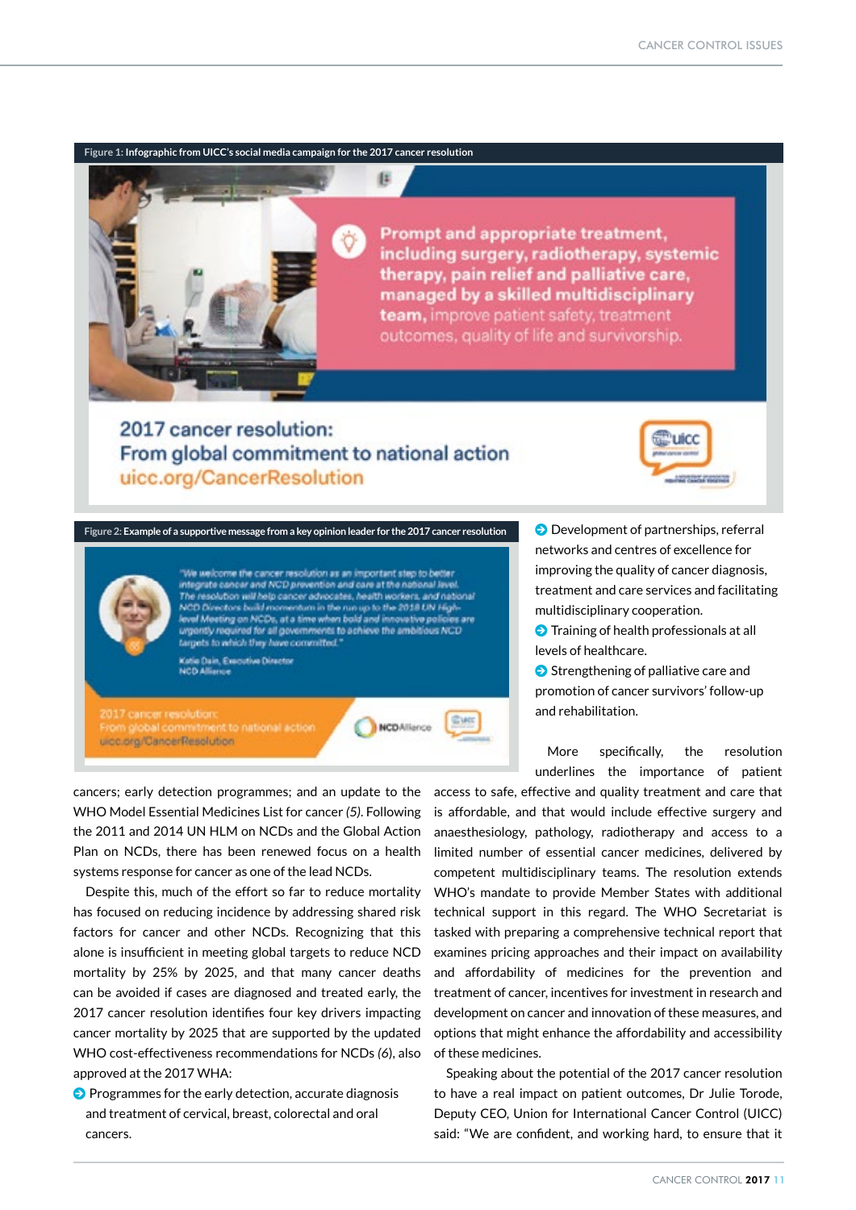**Figure 1:** Infographic from UICC's social media campaign for the 2017 cancer resolution

**Figure 2:** Example of a supportive message from a key opinion leader for the 2017 cancer resolution

cancers; early detection programmes; and an update to the WHO Model Essential Medicines List for cancer *(5)*. Following the 2011 and 2014 UN HLM on NCDs and the Global Action Plan on NCDs, there has been renewed focus on a health systems response for cancer as one of the lead NCDs.

Despite this, much of the effort so far to reduce mortality has focused on reducing incidence by addressing shared risk factors for cancer and other NCDs. Recognizing that this alone is insufficient in meeting global targets to reduce NCD mortality by 25% by 2025, and that many cancer deaths can be avoided if cases are diagnosed and treated early, the 2017 cancer resolution identifies four key drivers impacting cancer mortality by 2025 that are supported by the updated WHO cost-effectiveness recommendations for NCDs *(6)*, also approved at the 2017 WHA:

- Programmes for the early detection, accurate diagnosis and treatment of cervical, breast, colorectal and oral cancers.
- Development of partnerships, referral networks and centres of excellence for improving the quality of cancer diagnosis, treatment and care services and facilitating multidisciplinary cooperation.
- Training of health professionals at all levels of healthcare.
- Strengthening of palliative care and promotion of cancer survivors' follow-up and rehabilitation.

More specifically, the resolution underlines the importance of patient access to safe, effective and quality treatment and care that is affordable, and that would include effective surgery and anaesthesiology, pathology, radiotherapy and access to a limited number of essential cancer medicines, delivered by competent multidisciplinary teams. The resolution extends WHO's mandate to provide Member States with additional technical support in this regard. The WHO Secretariat is tasked with preparing a comprehensive technical report that examines pricing approaches and their impact on availability and affordability of medicines for the prevention and treatment of cancer, incentives for investment in research and development on cancer and innovation of these measures, and options that might enhance the affordability and accessibility of these medicines.

Speaking about the potential of the 2017 cancer resolution to have a real impact on patient outcomes, Dr Julie Torode, Deputy CEO, Union for International Cancer Control (UICC) said: "We are confident, and working hard, to ensure that it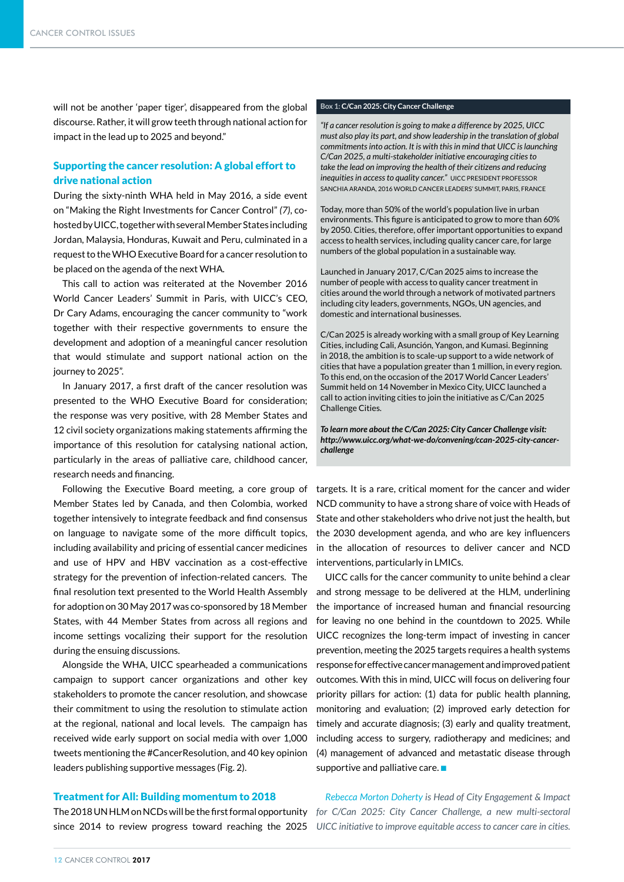will not be another 'paper tiger', disappeared from the global discourse. Rather, it will grow teeth through national action for impact in the lead up to 2025 and beyond."

## Supporting the cancer resolution: A global effort to drive national action

During the sixty-ninth WHA held in May 2016, a side event on "Making the Right Investments for Cancer Control" *(7)*, co-hosted by UICC, together with several Member States including Jordan, Malaysia, Honduras, Kuwait and Peru, culminated in a request to the WHO Executive Board for a cancer resolution to be placed on the agenda of the next WHA.

This call to action was reiterated at the November 2016 World Cancer Leaders' Summit in Paris, with UICC's CEO, Dr Cary Adams, encouraging the cancer community to "work together with their respective governments to ensure the development and adoption of a meaningful cancer resolution that would stimulate and support national action on the journey to 2025".

In January 2017, a first draft of the cancer resolution was presented to the WHO Executive Board for consideration; the response was very positive, with 28 Member States and 12 civil society organizations making statements affirming the importance of this resolution for catalysing national action, particularly in the areas of palliative care, childhood cancer, research needs and financing.

Following the Executive Board meeting, a core group of Member States led by Canada, and then Colombia, worked together intensively to integrate feedback and find consensus on language to navigate some of the more difficult topics, including availability and pricing of essential cancer medicines and use of HPV and HBV vaccination as a cost-effective strategy for the prevention of infection-related cancers. The final resolution text presented to the World Health Assembly for adoption on 30 May 2017 was co-sponsored by 18 Member States, with 44 Member States from across all regions and income settings vocalizing their support for the resolution during the ensuing discussions.

Alongside the WHA, UICC spearheaded a communications campaign to support cancer organizations and other key stakeholders to promote the cancer resolution, and showcase their commitment to using the resolution to stimulate action at the regional, national and local levels. The campaign has received wide early support on social media with over 1,000 tweets mentioning the #CancerResolution, and 40 key opinion leaders publishing supportive messages (Fig. 2).

## Treatment for All: Building momentum to 2018

The 2018 UN HLM on NCDs will be the first formal opportunity since 2014 to review progress toward reaching the 2025 targets. It is a rare, critical moment for the cancer and wider NCD community to have a strong share of voice with Heads of State and other stakeholders who drive not just the health, but the 2030 development agenda, and who are key influencers in the allocation of resources to deliver cancer and NCD interventions, particularly in LMICs.

UICC calls for the cancer community to unite behind a clear and strong message to be delivered at the HLM, underlining the importance of increased human and financial resourcing for leaving no one behind in the countdown to 2025. While UICC recognizes the long-term impact of investing in cancer prevention, meeting the 2025 targets requires a health systems response for effective cancer management and improved patient outcomes. With this in mind, UICC will focus on delivering four priority pillars for action: (1) data for public health planning, monitoring and evaluation; (2) improved early detection for timely and accurate diagnosis; (3) early and quality treatment, including access to surgery, radiotherapy and medicines; and (4) management of advanced and metastatic disease through supportive and palliative care. ■

*Rebecca Morton Doherty is Head of City Engagement & Impact for C/Can 2025: City Cancer Challenge, a new multi-sectoral UICC initiative to improve equitable access to cancer care in cities.*

---

**Box 1: C/Can 2025: City Cancer Challenge**

*"If a cancer resolution is going to make a difference by 2025, UICC must also play its part, and show leadership in the translation of global commitments into action. It is with this in mind that UICC is launching C/Can 2025, a multi-stakeholder initiative encouraging cities to take the lead on improving the health of their citizens and reducing inequities in access to quality cancer."* UICC PRESIDENT PROFESSOR SANCHIA ARANDA, 2016 WORLD CANCER LEADERS' SUMMIT, PARIS, FRANCE

Today, more than 50% of the world's population live in urban environments. This figure is anticipated to grow to more than 60% by 2050. Cities, therefore, offer important opportunities to expand access to health services, including quality cancer care, for large numbers of the global population in a sustainable way.

Launched in January 2017, C/Can 2025 aims to increase the number of people with access to quality cancer treatment in cities around the world through a network of motivated partners including city leaders, governments, NGOs, UN agencies, and domestic and international businesses.

C/Can 2025 is already working with a small group of Key Learning Cities, including Cali, Asunción, Yangon, and Kumasi. Beginning in 2018, the ambition is to scale-up support to a wide network of cities that have a population greater than 1 million, in every region. To this end, on the occasion of the 2017 World Cancer Leaders' Summit held on 14 November in Mexico City, UICC launched a call to action inviting cities to join the initiative as C/Can 2025 Challenge Cities.

***To learn more about the C/Can 2025: City Cancer Challenge visit: http://www.uicc.org/what-we-do/convening/ccan-2025-city-cancer-challenge***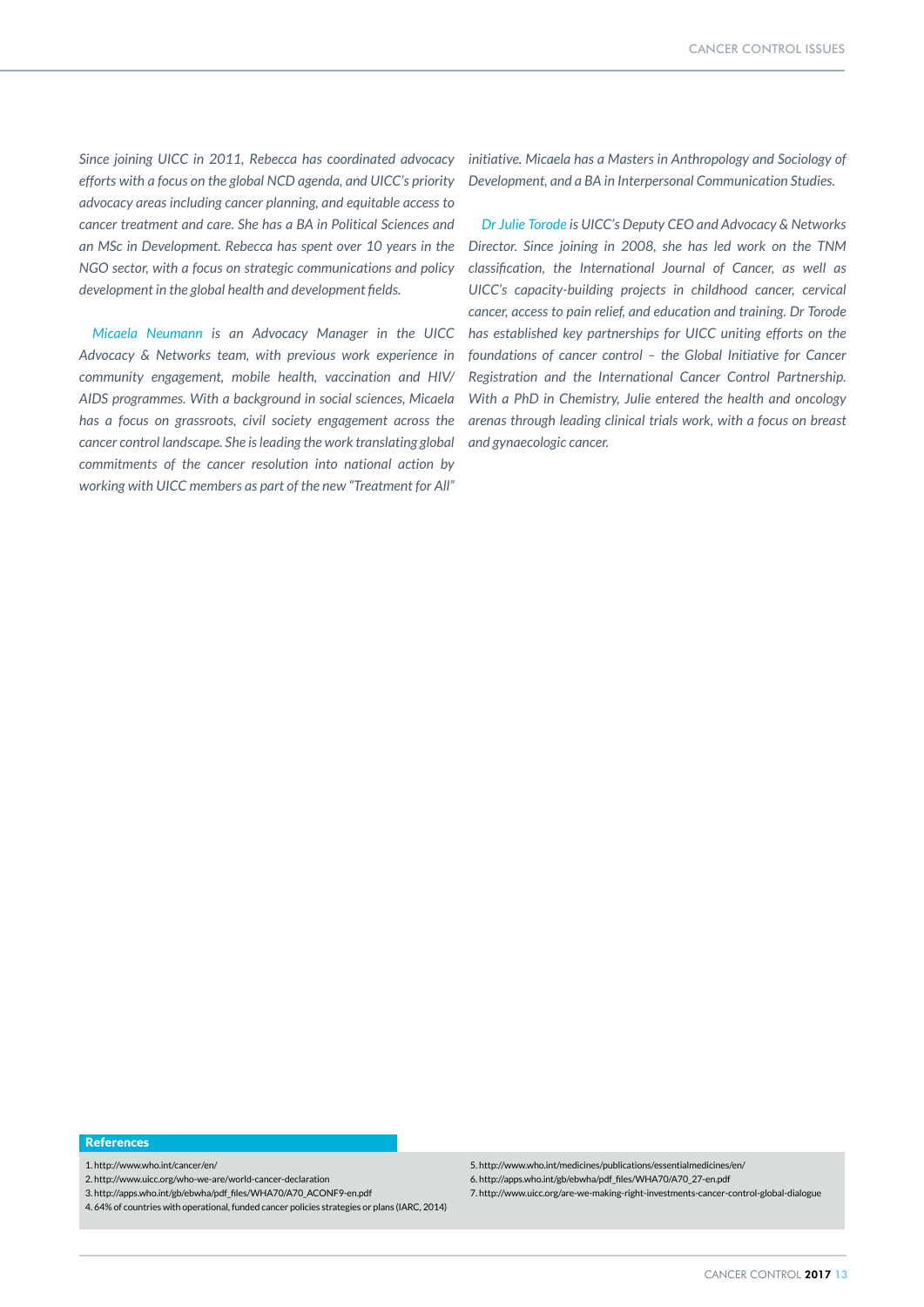*Since joining UICC in 2011, Rebecca has coordinated advocacy efforts with a focus on the global NCD agenda, and UICC's priority advocacy areas including cancer planning, and equitable access to cancer treatment and care. She has a BA in Political Sciences and an MSc in Development. Rebecca has spent over 10 years in the NGO sector, with a focus on strategic communications and policy development in the global health and development fields.*

*Micaela Neumann is an Advocacy Manager in the UICC Advocacy & Networks team, with previous work experience in community engagement, mobile health, vaccination and HIV/AIDS programmes. With a background in social sciences, Micaela has a focus on grassroots, civil society engagement across the cancer control landscape. She is leading the work translating global commitments of the cancer resolution into national action by working with UICC members as part of the new "Treatment for All" initiative. Micaela has a Masters in Anthropology and Sociology of Development, and a BA in Interpersonal Communication Studies.*

*Dr Julie Torode is UICC's Deputy CEO and Advocacy & Networks Director. Since joining in 2008, she has led work on the TNM classification, the International Journal of Cancer, as well as UICC's capacity-building projects in childhood cancer, cervical cancer, access to pain relief, and education and training. Dr Torode has established key partnerships for UICC uniting efforts on the foundations of cancer control – the Global Initiative for Cancer Registration and the International Cancer Control Partnership. With a PhD in Chemistry, Julie entered the health and oncology arenas through leading clinical trials work, with a focus on breast and gynaecologic cancer.*

**References**

1. http://www.who.int/cancer/en/
2. http://www.uicc.org/who-we-are/world-cancer-declaration
3. http://apps.who.int/gb/ebwha/pdf_files/WHA70/A70_ACONF9-en.pdf
4. 64% of countries with operational, funded cancer policies strategies or plans (IARC, 2014)
5. http://www.who.int/medicines/publications/essentialmedicines/en/
6. http://apps.who.int/gb/ebwha/pdf_files/WHA70/A70_27-en.pdf
7. http://www.uicc.org/are-we-making-right-investments-cancer-control-global-dialogue